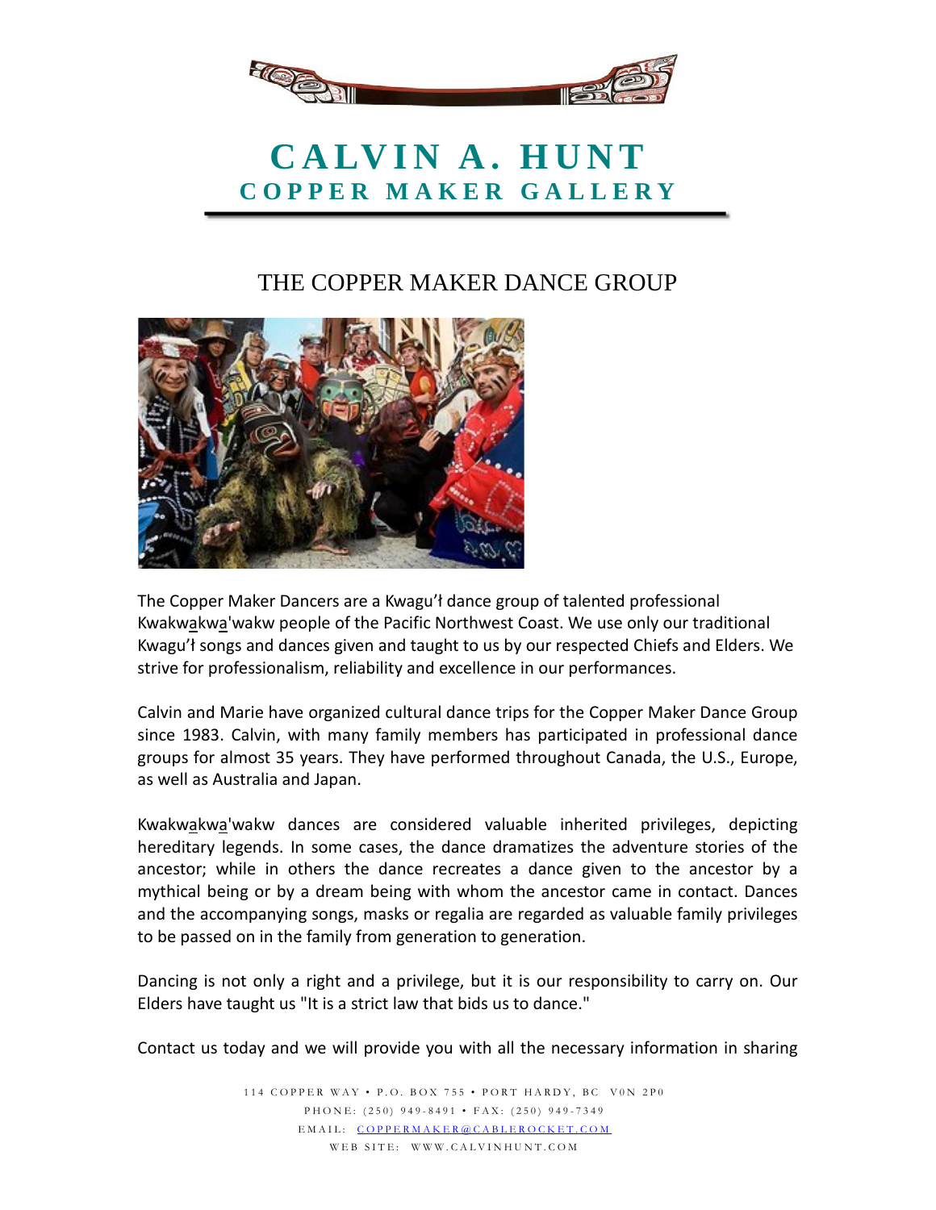# CALVIN A. HUNT
## COPPER MAKER GALLERY

## THE COPPER MAKER DANCE GROUP

The Copper Maker Dancers are a Kwagu'ł dance group of talented professional Kwakwa̱kwa̱'wakw people of the Pacific Northwest Coast. We use only our traditional Kwagu'ł songs and dances given and taught to us by our respected Chiefs and Elders. We strive for professionalism, reliability and excellence in our performances.

Calvin and Marie have organized cultural dance trips for the Copper Maker Dance Group since 1983. Calvin, with many family members has participated in professional dance groups for almost 35 years. They have performed throughout Canada, the U.S., Europe, as well as Australia and Japan.

Kwakwa̱kwa̱'wakw dances are considered valuable inherited privileges, depicting hereditary legends. In some cases, the dance dramatizes the adventure stories of the ancestor; while in others the dance recreates a dance given to the ancestor by a mythical being or by a dream being with whom the ancestor came in contact. Dances and the accompanying songs, masks or regalia are regarded as valuable family privileges to be passed on in the family from generation to generation.

Dancing is not only a right and a privilege, but it is our responsibility to carry on. Our Elders have taught us "It is a strict law that bids us to dance."

Contact us today and we will provide you with all the necessary information in sharing

114 COPPER WAY • P.O. BOX 755 • PORT HARDY, BC V0N 2P0
PHONE: (250) 949-8491 • FAX: (250) 949-7349
EMAIL: COPPERMAKER@CABLEROCKET.COM
WEB SITE: WWW.CALVINHUNT.COM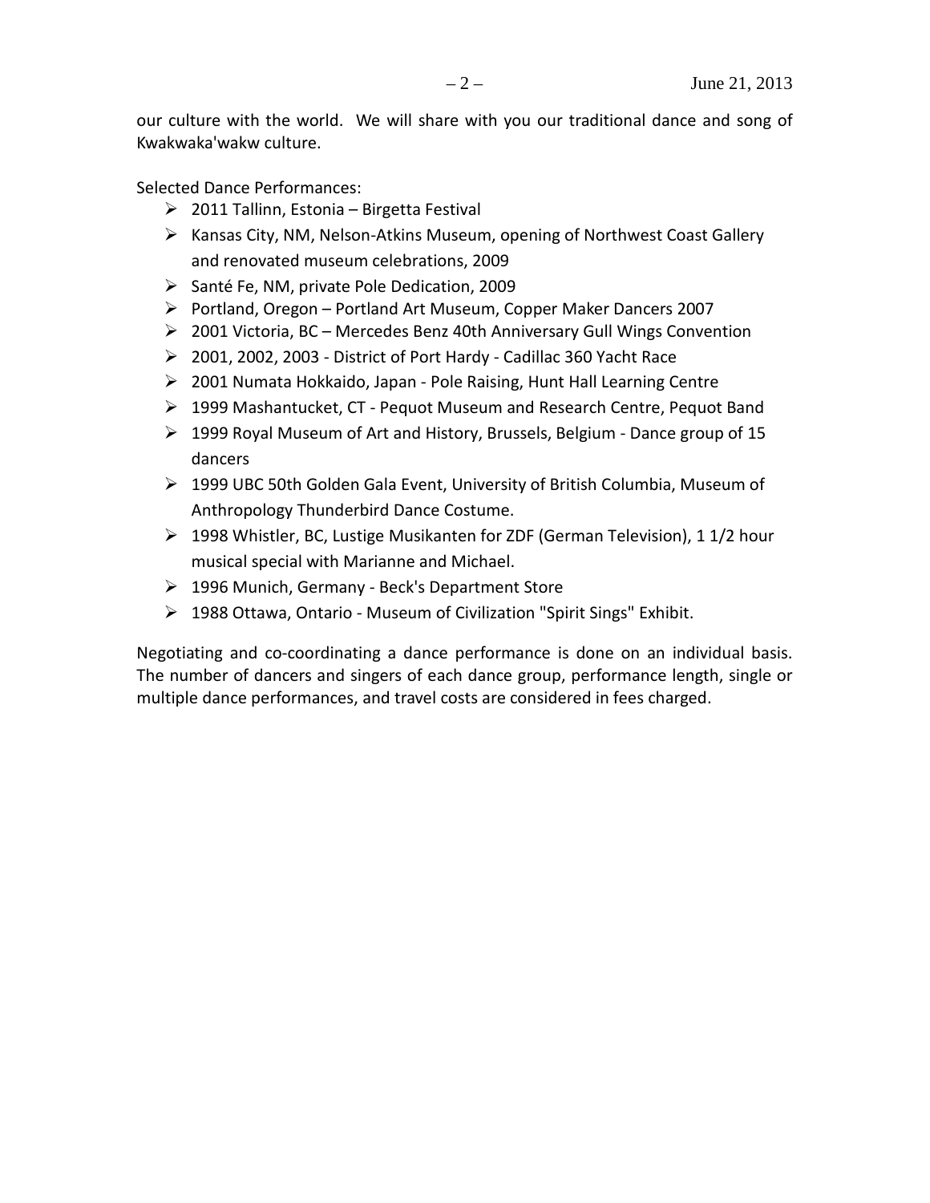our culture with the world. We will share with you our traditional dance and song of Kwakwaka'wakw culture.

Selected Dance Performances:

- 2011 Tallinn, Estonia – Birgetta Festival
- Kansas City, NM, Nelson-Atkins Museum, opening of Northwest Coast Gallery and renovated museum celebrations, 2009
- Santé Fe, NM, private Pole Dedication, 2009
- Portland, Oregon – Portland Art Museum, Copper Maker Dancers 2007
- 2001 Victoria, BC – Mercedes Benz 40th Anniversary Gull Wings Convention
- 2001, 2002, 2003 - District of Port Hardy - Cadillac 360 Yacht Race
- 2001 Numata Hokkaido, Japan - Pole Raising, Hunt Hall Learning Centre
- 1999 Mashantucket, CT - Pequot Museum and Research Centre, Pequot Band
- 1999 Royal Museum of Art and History, Brussels, Belgium - Dance group of 15 dancers
- 1999 UBC 50th Golden Gala Event, University of British Columbia, Museum of Anthropology Thunderbird Dance Costume.
- 1998 Whistler, BC, Lustige Musikanten for ZDF (German Television), 1 1/2 hour musical special with Marianne and Michael.
- 1996 Munich, Germany - Beck's Department Store
- 1988 Ottawa, Ontario - Museum of Civilization "Spirit Sings" Exhibit.

Negotiating and co-coordinating a dance performance is done on an individual basis. The number of dancers and singers of each dance group, performance length, single or multiple dance performances, and travel costs are considered in fees charged.